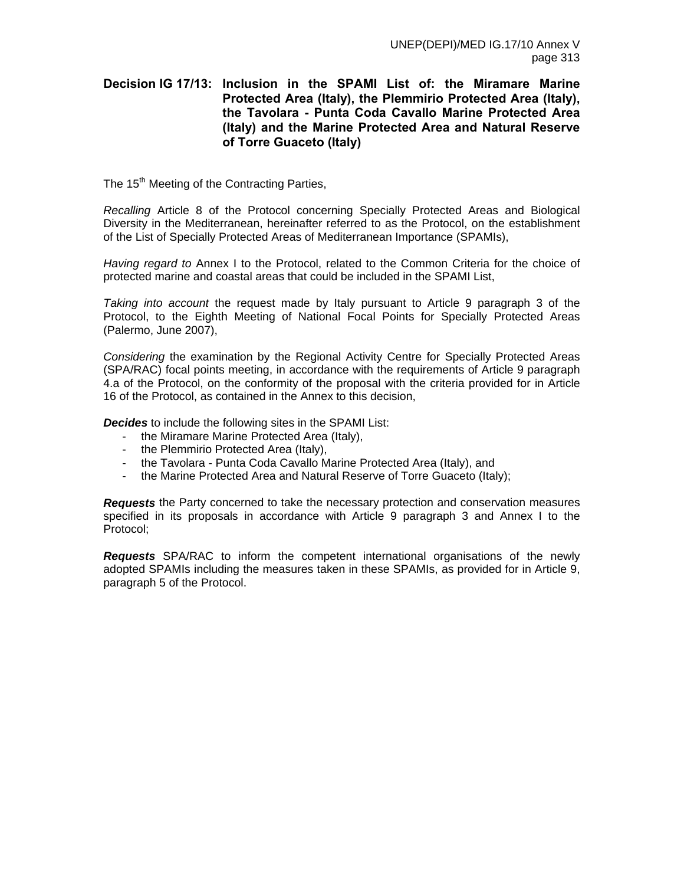## Decision IG 17/13: Inclusion in the SPAMI List of: the Miramare Marine Protected Area (Italy), the Plemmirio Protected Area (Italy), the Tavolara - Punta Coda Cavallo Marine Protected Area (Italy) and the Marine Protected Area and Natural Reserve of Torre Guaceto (Italy)

The 15th Meeting of the Contracting Parties,

*Recalling* Article 8 of the Protocol concerning Specially Protected Areas and Biological Diversity in the Mediterranean, hereinafter referred to as the Protocol, on the establishment of the List of Specially Protected Areas of Mediterranean Importance (SPAMIs),

*Having regard to* Annex I to the Protocol, related to the Common Criteria for the choice of protected marine and coastal areas that could be included in the SPAMI List,

*Taking into account* the request made by Italy pursuant to Article 9 paragraph 3 of the Protocol, to the Eighth Meeting of National Focal Points for Specially Protected Areas (Palermo, June 2007),

*Considering* the examination by the Regional Activity Centre for Specially Protected Areas (SPA/RAC) focal points meeting, in accordance with the requirements of Article 9 paragraph 4.a of the Protocol, on the conformity of the proposal with the criteria provided for in Article 16 of the Protocol, as contained in the Annex to this decision,

***Decides*** to include the following sites in the SPAMI List:

- the Miramare Marine Protected Area (Italy),
- the Plemmirio Protected Area (Italy),
- the Tavolara - Punta Coda Cavallo Marine Protected Area (Italy), and
- the Marine Protected Area and Natural Reserve of Torre Guaceto (Italy);

***Requests*** the Party concerned to take the necessary protection and conservation measures specified in its proposals in accordance with Article 9 paragraph 3 and Annex I to the Protocol;

***Requests*** SPA/RAC to inform the competent international organisations of the newly adopted SPAMIs including the measures taken in these SPAMIs, as provided for in Article 9, paragraph 5 of the Protocol.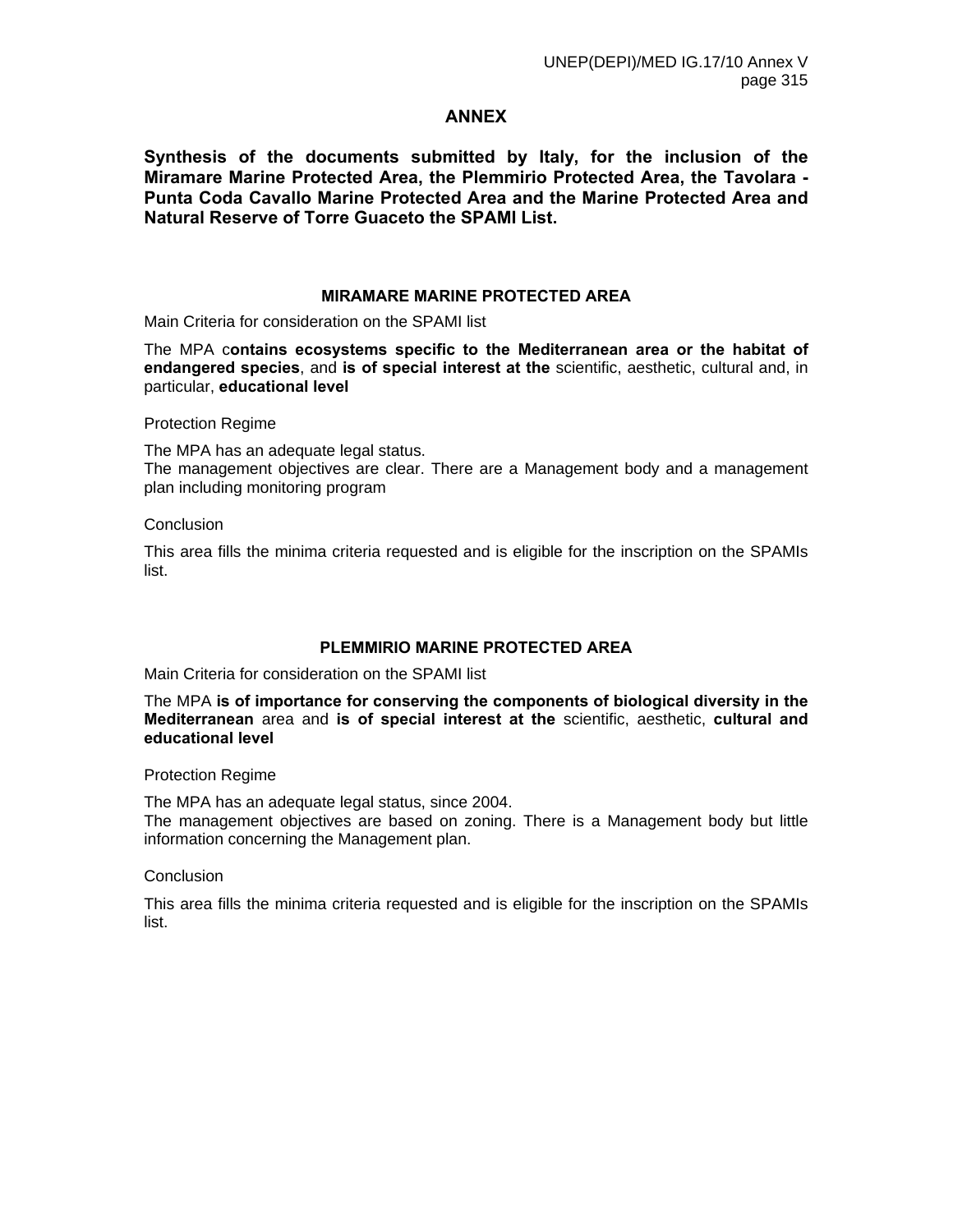# ANNEX

**Synthesis of the documents submitted by Italy, for the inclusion of the Miramare Marine Protected Area, the Plemmirio Protected Area, the Tavolara - Punta Coda Cavallo Marine Protected Area and the Marine Protected Area and Natural Reserve of Torre Guaceto the SPAMI List.**

## MIRAMARE MARINE PROTECTED AREA

Main Criteria for consideration on the SPAMI list

The MPA c**ontains ecosystems specific to the Mediterranean area or the habitat of endangered species**, and **is of special interest at the** scientific, aesthetic, cultural and, in particular, **educational level**

Protection Regime

The MPA has an adequate legal status.
The management objectives are clear. There are a Management body and a management plan including monitoring program

Conclusion

This area fills the minima criteria requested and is eligible for the inscription on the SPAMIs list.

## PLEMMIRIO MARINE PROTECTED AREA

Main Criteria for consideration on the SPAMI list

The MPA **is of importance for conserving the components of biological diversity in the Mediterranean** area and **is of special interest at the** scientific, aesthetic, **cultural and educational level**

Protection Regime

The MPA has an adequate legal status, since 2004.
The management objectives are based on zoning. There is a Management body but little information concerning the Management plan.

Conclusion

This area fills the minima criteria requested and is eligible for the inscription on the SPAMIs list.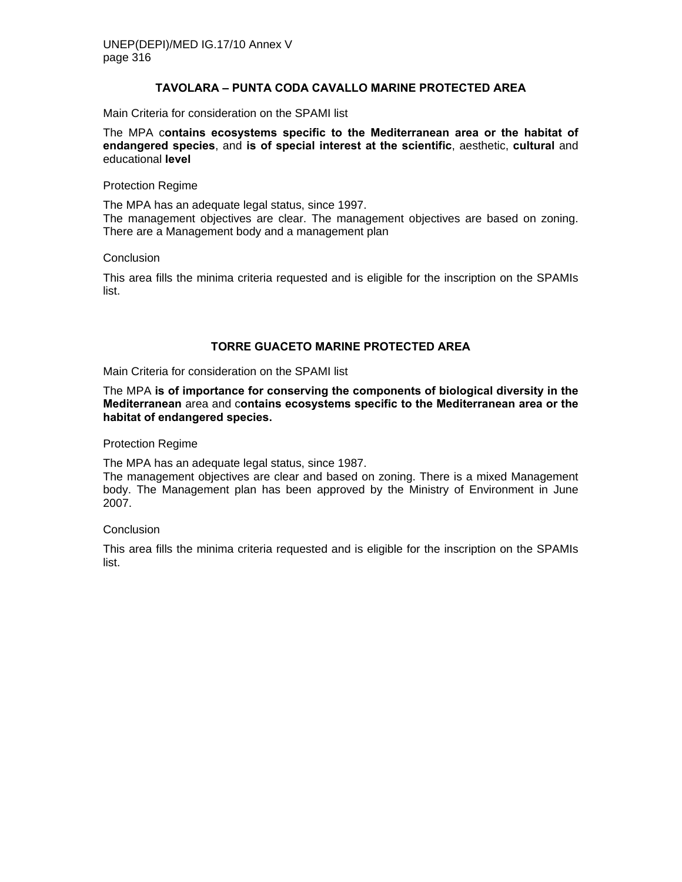## TAVOLARA – PUNTA CODA CAVALLO MARINE PROTECTED AREA

Main Criteria for consideration on the SPAMI list

The MPA c**ontains ecosystems specific to the Mediterranean area or the habitat of endangered species**, and **is of special interest at the scientific**, aesthetic, **cultural** and educational **level**

Protection Regime

The MPA has an adequate legal status, since 1997.
The management objectives are clear. The management objectives are based on zoning. There are a Management body and a management plan

Conclusion

This area fills the minima criteria requested and is eligible for the inscription on the SPAMIs list.

## TORRE GUACETO MARINE PROTECTED AREA

Main Criteria for consideration on the SPAMI list

The MPA **is of importance for conserving the components of biological diversity in the Mediterranean** area and c**ontains ecosystems specific to the Mediterranean area or the habitat of endangered species.**

Protection Regime

The MPA has an adequate legal status, since 1987.
The management objectives are clear and based on zoning. There is a mixed Management body. The Management plan has been approved by the Ministry of Environment in June 2007.

Conclusion

This area fills the minima criteria requested and is eligible for the inscription on the SPAMIs list.